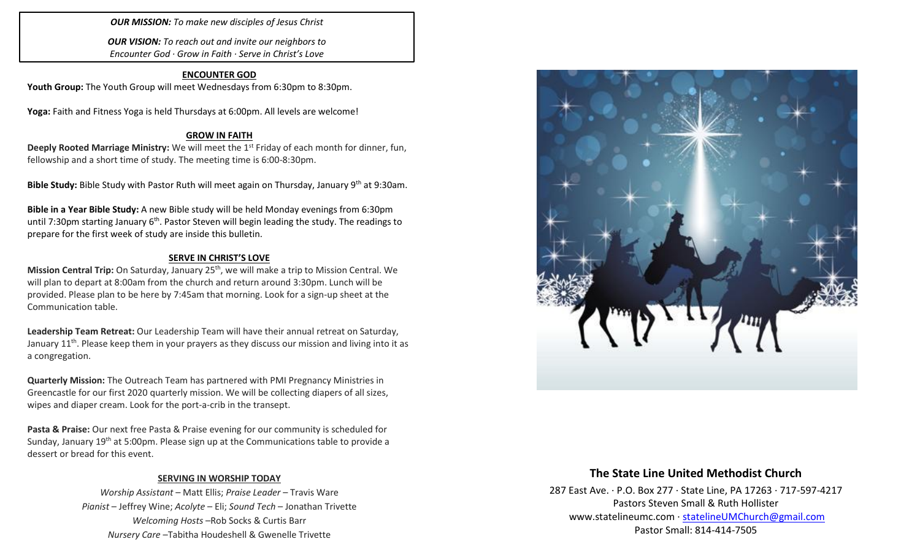***OUR MISSION:*** *To make new disciples of Jesus Christ*

***OUR VISION:*** *To reach out and invite our neighbors to Encounter God · Grow in Faith · Serve in Christ's Love*

## ENCOUNTER GOD

**Youth Group:** The Youth Group will meet Wednesdays from 6:30pm to 8:30pm.

**Yoga:** Faith and Fitness Yoga is held Thursdays at 6:00pm. All levels are welcome!

## GROW IN FAITH

**Deeply Rooted Marriage Ministry:** We will meet the 1st Friday of each month for dinner, fun, fellowship and a short time of study. The meeting time is 6:00-8:30pm.

**Bible Study:** Bible Study with Pastor Ruth will meet again on Thursday, January 9th at 9:30am.

**Bible in a Year Bible Study:** A new Bible study will be held Monday evenings from 6:30pm until 7:30pm starting January 6th. Pastor Steven will begin leading the study. The readings to prepare for the first week of study are inside this bulletin.

## SERVE IN CHRIST'S LOVE

**Mission Central Trip:** On Saturday, January 25th, we will make a trip to Mission Central. We will plan to depart at 8:00am from the church and return around 3:30pm. Lunch will be provided. Please plan to be here by 7:45am that morning. Look for a sign-up sheet at the Communication table.

**Leadership Team Retreat:** Our Leadership Team will have their annual retreat on Saturday, January 11th. Please keep them in your prayers as they discuss our mission and living into it as a congregation.

**Quarterly Mission:** The Outreach Team has partnered with PMI Pregnancy Ministries in Greencastle for our first 2020 quarterly mission. We will be collecting diapers of all sizes, wipes and diaper cream. Look for the port-a-crib in the transept.

**Pasta & Praise:** Our next free Pasta & Praise evening for our community is scheduled for Sunday, January 19th at 5:00pm. Please sign up at the Communications table to provide a dessert or bread for this event.

## SERVING IN WORSHIP TODAY

*Worship Assistant* – Matt Ellis; *Praise Leader* – Travis Ware
*Pianist* – Jeffrey Wine; *Acolyte* – Eli; *Sound Tech* – Jonathan Trivette
*Welcoming Hosts* –Rob Socks & Curtis Barr
*Nursery Care* –Tabitha Houdeshell & Gwenelle Trivette

## The State Line United Methodist Church

287 East Ave. · P.O. Box 277 · State Line, PA 17263 · 717-597-4217
Pastors Steven Small & Ruth Hollister
www.statelineumc.com · statelineUMChurch@gmail.com
Pastor Small: 814-414-7505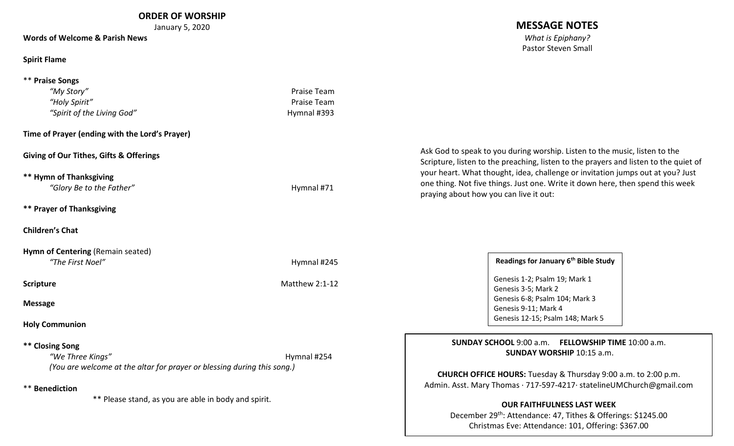## ORDER OF WORSHIP

January 5, 2020

**Words of Welcome & Parish News**

**Spirit Flame**

\*\* **Praise Songs**

*"My Story"* Praise Team

*"Holy Spirit"* Praise Team

*"Spirit of the Living God"* Hymnal #393

**Time of Prayer (ending with the Lord's Prayer)**

**Giving of Our Tithes, Gifts & Offerings**

**\*\* Hymn of Thanksgiving**

*"Glory Be to the Father"* Hymnal #71

**\*\* Prayer of Thanksgiving**

**Children's Chat**

**Hymn of Centering** (Remain seated)

*"The First Noel"* Hymnal #245

**Scripture** Matthew 2:1-12

**Message**

**Holy Communion**

**\*\* Closing Song**

*"We Three Kings"* Hymnal #254

*(You are welcome at the altar for prayer or blessing during this song.)*

\*\* **Benediction**

\*\* Please stand, as you are able in body and spirit.

## MESSAGE NOTES

*What is Epiphany?*

Pastor Steven Small

Ask God to speak to you during worship. Listen to the music, listen to the Scripture, listen to the preaching, listen to the prayers and listen to the quiet of your heart. What thought, idea, challenge or invitation jumps out at you? Just one thing. Not five things. Just one. Write it down here, then spend this week praying about how you can live it out:

**Readings for January 6th Bible Study**

Genesis 1-2; Psalm 19; Mark 1
Genesis 3-5; Mark 2
Genesis 6-8; Psalm 104; Mark 3
Genesis 9-11; Mark 4
Genesis 12-15; Psalm 148; Mark 5

**SUNDAY SCHOOL** 9:00 a.m. **FELLOWSHIP TIME** 10:00 a.m.
**SUNDAY WORSHIP** 10:15 a.m.

**CHURCH OFFICE HOURS:** Tuesday & Thursday 9:00 a.m. to 2:00 p.m.
Admin. Asst. Mary Thomas · 717-597-4217· statelineUMChurch@gmail.com

**OUR FAITHFULNESS LAST WEEK**

December 29th: Attendance: 47, Tithes & Offerings: $1245.00
Christmas Eve: Attendance: 101, Offering: $367.00